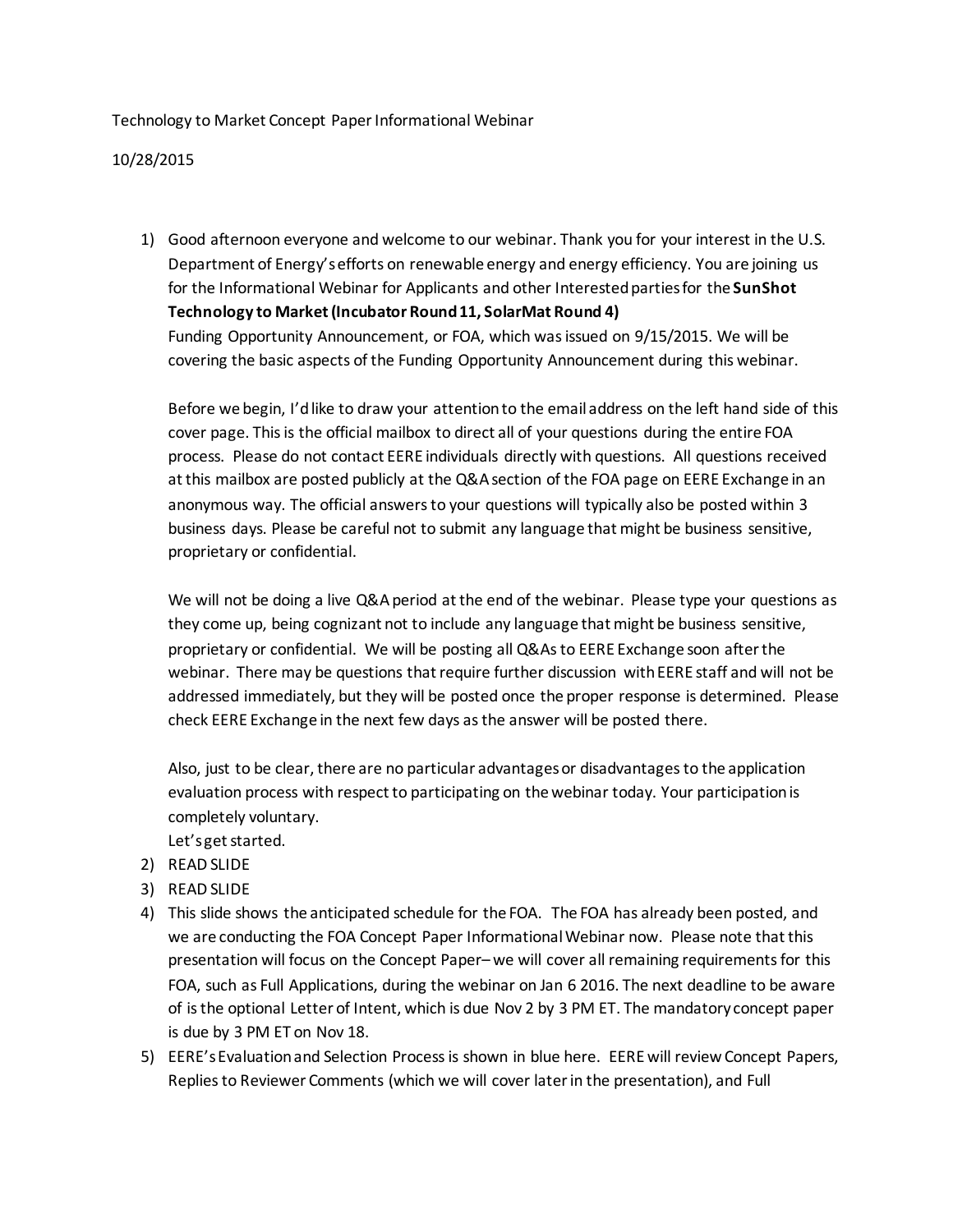Technology to Market Concept Paper Informational Webinar

10/28/2015

1) Good afternoon everyone and welcome to our webinar. Thank you for your interest in the U.S. Department of Energy's efforts on renewable energy and energy efficiency. You are joining us for the Informational Webinar for Applicants and other Interested parties for the **SunShot Technology to Market (Incubator Round 11, SolarMat Round 4)** Funding Opportunity Announcement, or FOA, which was issued on 9/15/2015. We will be covering the basic aspects of the Funding Opportunity Announcement during this webinar.

   Before we begin, I'd like to draw your attention to the email address on the left hand side of this cover page. This is the official mailbox to direct all of your questions during the entire FOA process. Please do not contact EERE individuals directly with questions. All questions received at this mailbox are posted publicly at the Q&A section of the FOA page on EERE Exchange in an anonymous way. The official answers to your questions will typically also be posted within 3 business days. Please be careful not to submit any language that might be business sensitive, proprietary or confidential.

   We will not be doing a live Q&A period at the end of the webinar. Please type your questions as they come up, being cognizant not to include any language that might be business sensitive, proprietary or confidential. We will be posting all Q&As to EERE Exchange soon after the webinar. There may be questions that require further discussion with EERE staff and will not be addressed immediately, but they will be posted once the proper response is determined. Please check EERE Exchange in the next few days as the answer will be posted there.

   Also, just to be clear, there are no particular advantages or disadvantages to the application evaluation process with respect to participating on the webinar today. Your participation is completely voluntary.
   Let's get started.
2) READ SLIDE
3) READ SLIDE
4) This slide shows the anticipated schedule for the FOA. The FOA has already been posted, and we are conducting the FOA Concept Paper Informational Webinar now. Please note that this presentation will focus on the Concept Paper– we will cover all remaining requirements for this FOA, such as Full Applications, during the webinar on Jan 6 2016. The next deadline to be aware of is the optional Letter of Intent, which is due Nov 2 by 3 PM ET. The mandatory concept paper is due by 3 PM ET on Nov 18.
5) EERE's Evaluation and Selection Process is shown in blue here. EERE will review Concept Papers, Replies to Reviewer Comments (which we will cover later in the presentation), and Full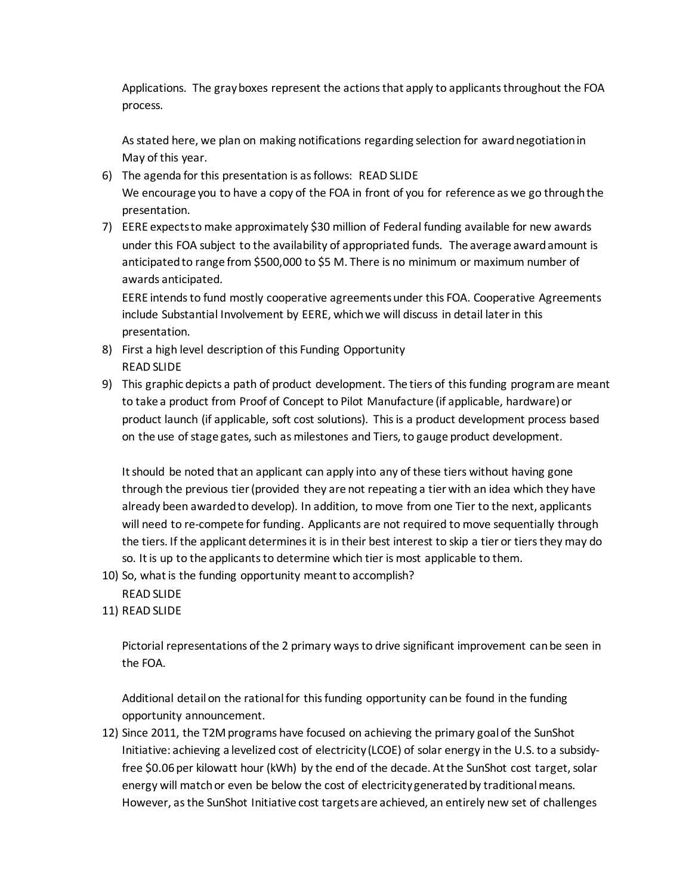Applications. The gray boxes represent the actions that apply to applicants throughout the FOA process.

As stated here, we plan on making notifications regarding selection for award negotiation in May of this year.

6) The agenda for this presentation is as follows: READ SLIDE
   We encourage you to have a copy of the FOA in front of you for reference as we go through the presentation.
7) EERE expects to make approximately $30 million of Federal funding available for new awards under this FOA subject to the availability of appropriated funds. The average award amount is anticipated to range from $500,000 to $5 M. There is no minimum or maximum number of awards anticipated.
   EERE intends to fund mostly cooperative agreements under this FOA. Cooperative Agreements include Substantial Involvement by EERE, which we will discuss in detail later in this presentation.
8) First a high level description of this Funding Opportunity
   READ SLIDE
9) This graphic depicts a path of product development. The tiers of this funding program are meant to take a product from Proof of Concept to Pilot Manufacture (if applicable, hardware) or product launch (if applicable, soft cost solutions). This is a product development process based on the use of stage gates, such as milestones and Tiers, to gauge product development.

   It should be noted that an applicant can apply into any of these tiers without having gone through the previous tier (provided they are not repeating a tier with an idea which they have already been awarded to develop). In addition, to move from one Tier to the next, applicants will need to re-compete for funding. Applicants are not required to move sequentially through the tiers. If the applicant determines it is in their best interest to skip a tier or tiers they may do so. It is up to the applicants to determine which tier is most applicable to them.
10) So, what is the funding opportunity meant to accomplish?
    READ SLIDE
11) READ SLIDE

    Pictorial representations of the 2 primary ways to drive significant improvement can be seen in the FOA.

    Additional detail on the rational for this funding opportunity can be found in the funding opportunity announcement.
12) Since 2011, the T2M programs have focused on achieving the primary goal of the SunShot Initiative: achieving a levelized cost of electricity (LCOE) of solar energy in the U.S. to a subsidy-free $0.06 per kilowatt hour (kWh) by the end of the decade. At the SunShot cost target, solar energy will match or even be below the cost of electricity generated by traditional means. However, as the SunShot Initiative cost targets are achieved, an entirely new set of challenges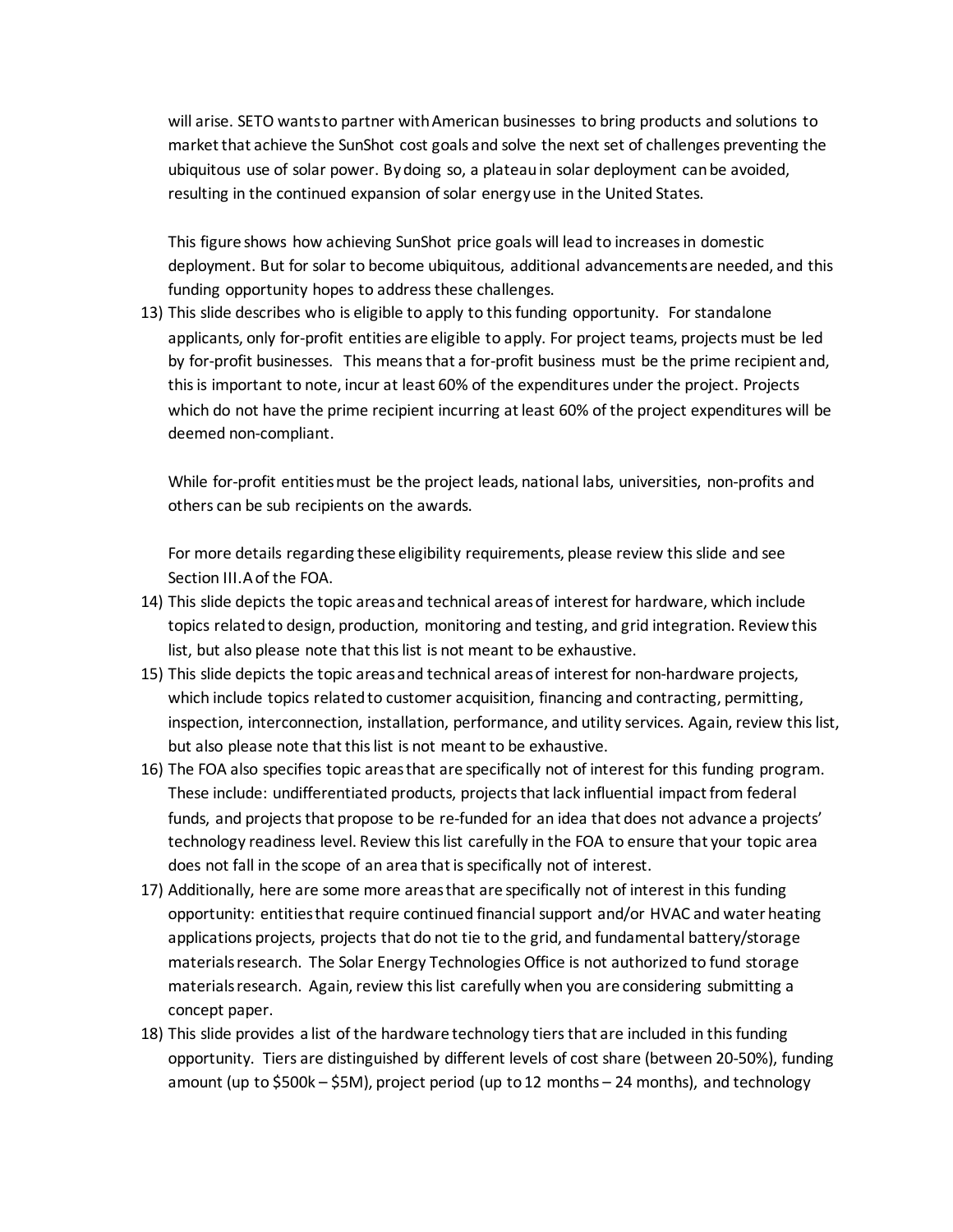will arise. SETO wants to partner with American businesses to bring products and solutions to market that achieve the SunShot cost goals and solve the next set of challenges preventing the ubiquitous use of solar power. By doing so, a plateau in solar deployment can be avoided, resulting in the continued expansion of solar energy use in the United States.

This figure shows how achieving SunShot price goals will lead to increases in domestic deployment. But for solar to become ubiquitous, additional advancements are needed, and this funding opportunity hopes to address these challenges.

13) This slide describes who is eligible to apply to this funding opportunity. For standalone applicants, only for-profit entities are eligible to apply. For project teams, projects must be led by for-profit businesses. This means that a for-profit business must be the prime recipient and, this is important to note, incur at least 60% of the expenditures under the project. Projects which do not have the prime recipient incurring at least 60% of the project expenditures will be deemed non-compliant.

    While for-profit entities must be the project leads, national labs, universities, non-profits and others can be sub recipients on the awards.

    For more details regarding these eligibility requirements, please review this slide and see Section III.A of the FOA.

14) This slide depicts the topic areas and technical areas of interest for hardware, which include topics related to design, production, monitoring and testing, and grid integration. Review this list, but also please note that this list is not meant to be exhaustive.
15) This slide depicts the topic areas and technical areas of interest for non-hardware projects, which include topics related to customer acquisition, financing and contracting, permitting, inspection, interconnection, installation, performance, and utility services. Again, review this list, but also please note that this list is not meant to be exhaustive.
16) The FOA also specifies topic areas that are specifically not of interest for this funding program. These include: undifferentiated products, projects that lack influential impact from federal funds, and projects that propose to be re-funded for an idea that does not advance a projects' technology readiness level. Review this list carefully in the FOA to ensure that your topic area does not fall in the scope of an area that is specifically not of interest.
17) Additionally, here are some more areas that are specifically not of interest in this funding opportunity: entities that require continued financial support and/or HVAC and water heating applications projects, projects that do not tie to the grid, and fundamental battery/storage materials research. The Solar Energy Technologies Office is not authorized to fund storage materials research. Again, review this list carefully when you are considering submitting a concept paper.
18) This slide provides a list of the hardware technology tiers that are included in this funding opportunity. Tiers are distinguished by different levels of cost share (between 20-50%), funding amount (up to $500k – $5M), project period (up to 12 months – 24 months), and technology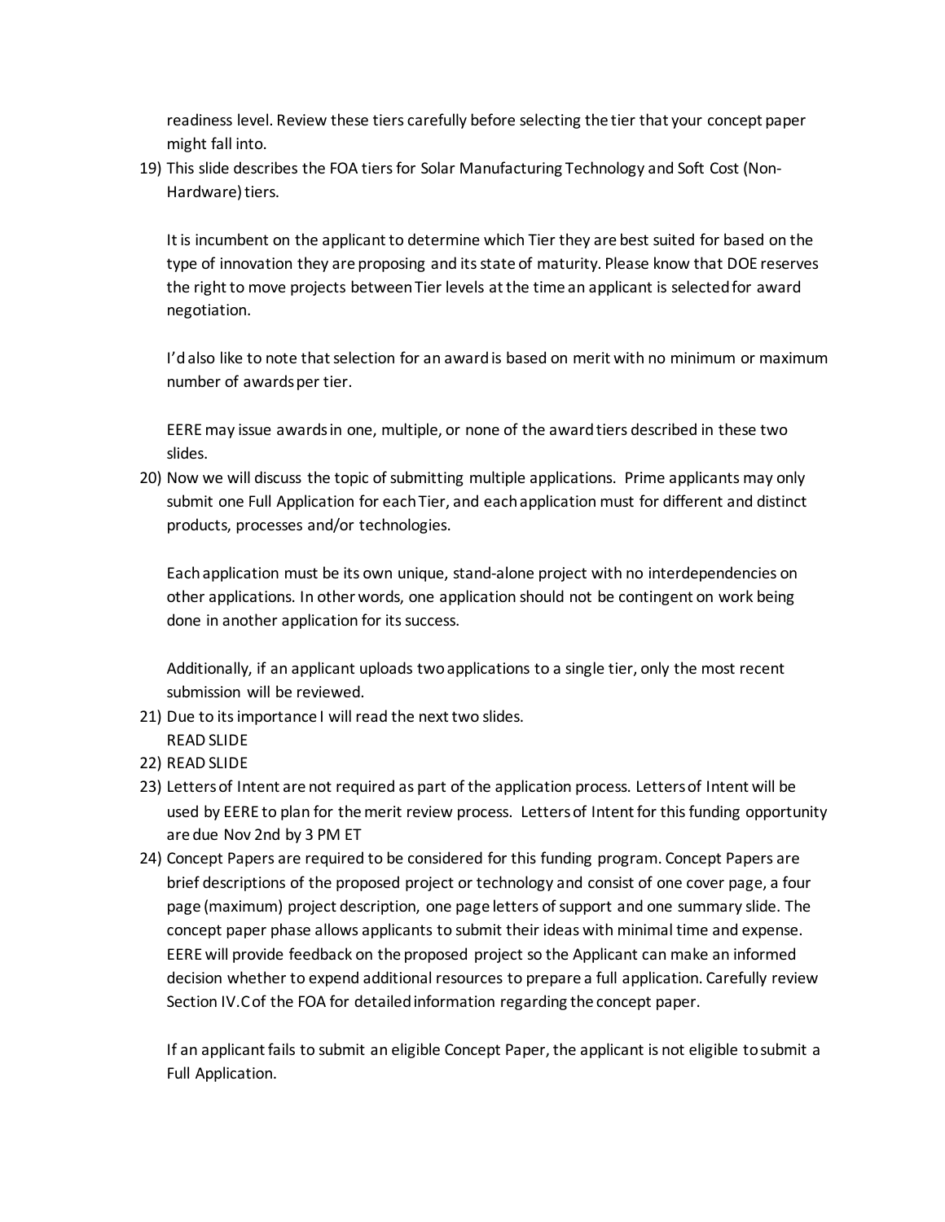readiness level. Review these tiers carefully before selecting the tier that your concept paper might fall into.

19) This slide describes the FOA tiers for Solar Manufacturing Technology and Soft Cost (Non-Hardware) tiers.

    It is incumbent on the applicant to determine which Tier they are best suited for based on the type of innovation they are proposing and its state of maturity. Please know that DOE reserves the right to move projects between Tier levels at the time an applicant is selected for award negotiation.

    I'd also like to note that selection for an award is based on merit with no minimum or maximum number of awards per tier.

    EERE may issue awards in one, multiple, or none of the award tiers described in these two slides.

20) Now we will discuss the topic of submitting multiple applications. Prime applicants may only submit one Full Application for each Tier, and each application must for different and distinct products, processes and/or technologies.

    Each application must be its own unique, stand-alone project with no interdependencies on other applications. In other words, one application should not be contingent on work being done in another application for its success.

    Additionally, if an applicant uploads two applications to a single tier, only the most recent submission will be reviewed.

21) Due to its importance I will read the next two slides.
    READ SLIDE
22) READ SLIDE
23) Letters of Intent are not required as part of the application process. Letters of Intent will be used by EERE to plan for the merit review process. Letters of Intent for this funding opportunity are due Nov 2nd by 3 PM ET
24) Concept Papers are required to be considered for this funding program. Concept Papers are brief descriptions of the proposed project or technology and consist of one cover page, a four page (maximum) project description, one page letters of support and one summary slide. The concept paper phase allows applicants to submit their ideas with minimal time and expense. EERE will provide feedback on the proposed project so the Applicant can make an informed decision whether to expend additional resources to prepare a full application. Carefully review Section IV.C of the FOA for detailed information regarding the concept paper.

    If an applicant fails to submit an eligible Concept Paper, the applicant is not eligible to submit a Full Application.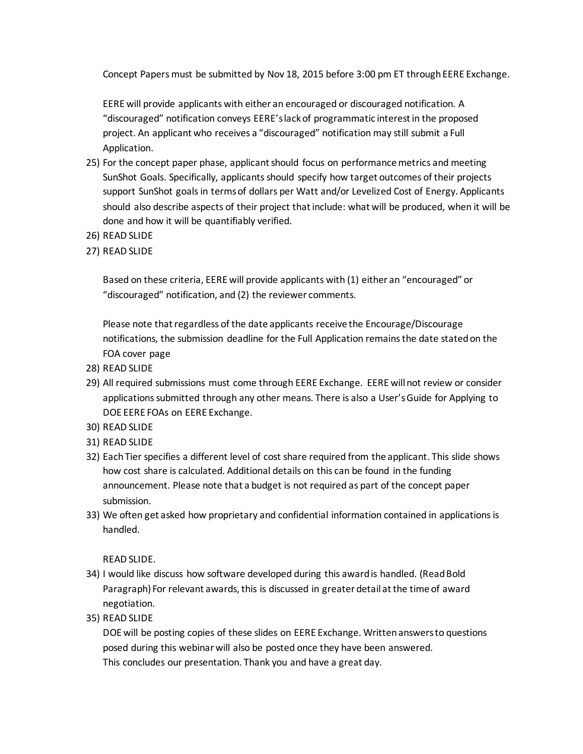Concept Papers must be submitted by Nov 18, 2015 before 3:00 pm ET through EERE Exchange.

EERE will provide applicants with either an encouraged or discouraged notification. A "discouraged" notification conveys EERE's lack of programmatic interest in the proposed project. An applicant who receives a "discouraged" notification may still submit a Full Application.

25) For the concept paper phase, applicant should focus on performance metrics and meeting SunShot Goals. Specifically, applicants should specify how target outcomes of their projects support SunShot goals in terms of dollars per Watt and/or Levelized Cost of Energy. Applicants should also describe aspects of their project that include: what will be produced, when it will be done and how it will be quantifiably verified.
26) READ SLIDE
27) READ SLIDE

    Based on these criteria, EERE will provide applicants with (1) either an "encouraged" or "discouraged" notification, and (2) the reviewer comments.

    Please note that regardless of the date applicants receive the Encourage/Discourage notifications, the submission deadline for the Full Application remains the date stated on the FOA cover page
28) READ SLIDE
29) All required submissions must come through EERE Exchange. EERE will not review or consider applications submitted through any other means. There is also a User's Guide for Applying to DOE EERE FOAs on EERE Exchange.
30) READ SLIDE
31) READ SLIDE
32) Each Tier specifies a different level of cost share required from the applicant. This slide shows how cost share is calculated. Additional details on this can be found in the funding announcement. Please note that a budget is not required as part of the concept paper submission.
33) We often get asked how proprietary and confidential information contained in applications is handled.

    READ SLIDE.
34) I would like discuss how software developed during this award is handled. (Read Bold Paragraph) For relevant awards, this is discussed in greater detail at the time of award negotiation.
35) READ SLIDE
    DOE will be posting copies of these slides on EERE Exchange. Written answers to questions posed during this webinar will also be posted once they have been answered.
    This concludes our presentation. Thank you and have a great day.